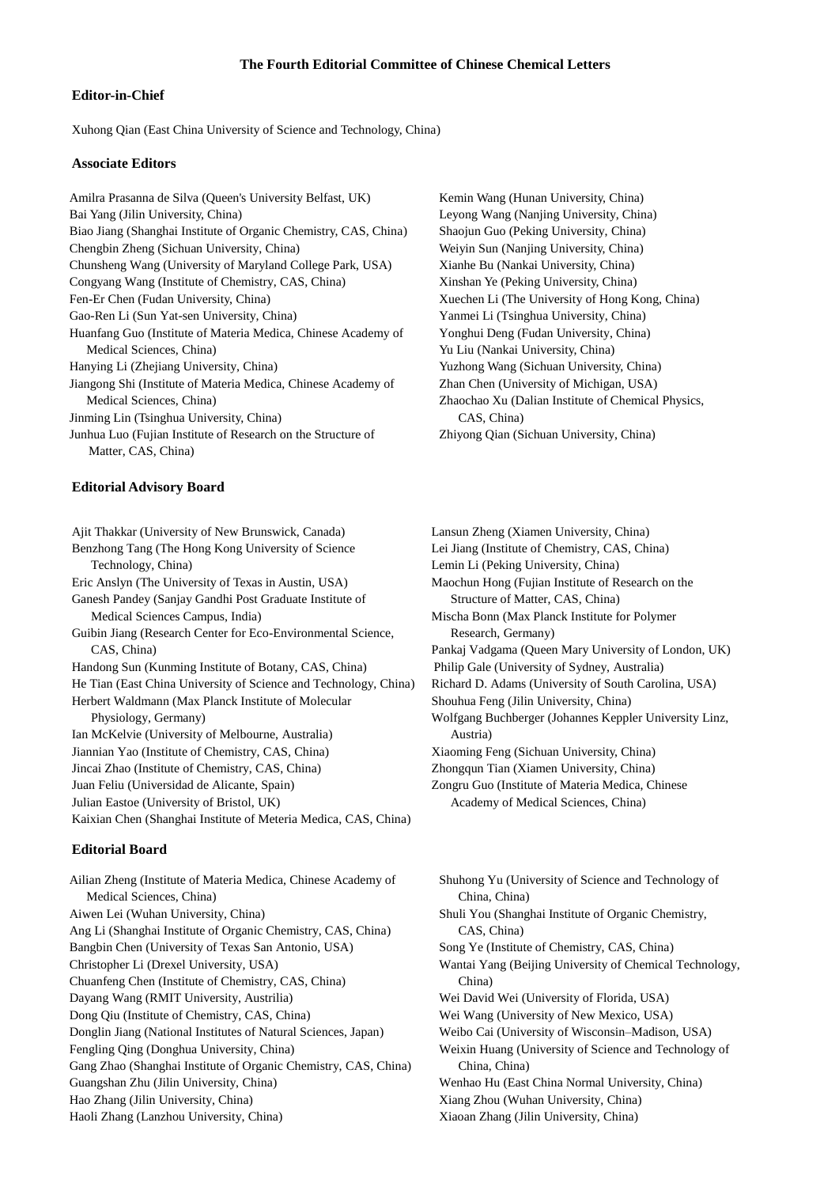# The Fourth Editorial Committee of Chinese Chemical Letters

## Editor-in-Chief

Xuhong Qian (East China University of Science and Technology, China)

## Associate Editors

Amilra Prasanna de Silva (Queen's University Belfast, UK)
Bai Yang (Jilin University, China)
Biao Jiang (Shanghai Institute of Organic Chemistry, CAS, China)
Chengbin Zheng (Sichuan University, China)
Chunsheng Wang (University of Maryland College Park, USA)
Congyang Wang (Institute of Chemistry, CAS, China)
Fen-Er Chen (Fudan University, China)
Gao-Ren Li (Sun Yat-sen University, China)
Huanfang Guo (Institute of Materia Medica, Chinese Academy of Medical Sciences, China)
Hanying Li (Zhejiang University, China)
Jiangong Shi (Institute of Materia Medica, Chinese Academy of Medical Sciences, China)
Jinming Lin (Tsinghua University, China)
Junhua Luo (Fujian Institute of Research on the Structure of Matter, CAS, China)
Kemin Wang (Hunan University, China)
Leyong Wang (Nanjing University, China)
Shaojun Guo (Peking University, China)
Weiyin Sun (Nanjing University, China)
Xianhe Bu (Nankai University, China)
Xinshan Ye (Peking University, China)
Xuechen Li (The University of Hong Kong, China)
Yanmei Li (Tsinghua University, China)
Yonghui Deng (Fudan University, China)
Yu Liu (Nankai University, China)
Yuzhong Wang (Sichuan University, China)
Zhan Chen (University of Michigan, USA)
Zhaochao Xu (Dalian Institute of Chemical Physics, CAS, China)
Zhiyong Qian (Sichuan University, China)

## Editorial Advisory Board

Ajit Thakkar (University of New Brunswick, Canada)
Benzhong Tang (The Hong Kong University of Science Technology, China)
Eric Anslyn (The University of Texas in Austin, USA)
Ganesh Pandey (Sanjay Gandhi Post Graduate Institute of Medical Sciences Campus, India)
Guibin Jiang (Research Center for Eco-Environmental Science, CAS, China)
Handong Sun (Kunming Institute of Botany, CAS, China)
He Tian (East China University of Science and Technology, China)
Herbert Waldmann (Max Planck Institute of Molecular Physiology, Germany)
Ian McKelvie (University of Melbourne, Australia)
Jiannian Yao (Institute of Chemistry, CAS, China)
Jincai Zhao (Institute of Chemistry, CAS, China)
Juan Feliu (Universidad de Alicante, Spain)
Julian Eastoe (University of Bristol, UK)
Kaixian Chen (Shanghai Institute of Meteria Medica, CAS, China)
Lansun Zheng (Xiamen University, China)
Lei Jiang (Institute of Chemistry, CAS, China)
Lemin Li (Peking University, China)
Maochun Hong (Fujian Institute of Research on the Structure of Matter, CAS, China)
Mischa Bonn (Max Planck Institute for Polymer Research, Germany)
Pankaj Vadgama (Queen Mary University of London, UK)
Philip Gale (University of Sydney, Australia)
Richard D. Adams (University of South Carolina, USA)
Shouhua Feng (Jilin University, China)
Wolfgang Buchberger (Johannes Keppler University Linz, Austria)
Xiaoming Feng (Sichuan University, China)
Zhongqun Tian (Xiamen University, China)
Zongru Guo (Institute of Materia Medica, Chinese Academy of Medical Sciences, China)

## Editorial Board

Ailian Zheng (Institute of Materia Medica, Chinese Academy of Medical Sciences, China)
Aiwen Lei (Wuhan University, China)
Ang Li (Shanghai Institute of Organic Chemistry, CAS, China)
Bangbin Chen (University of Texas San Antonio, USA)
Christopher Li (Drexel University, USA)
Chuanfeng Chen (Institute of Chemistry, CAS, China)
Dayang Wang (RMIT University, Austrilia)
Dong Qiu (Institute of Chemistry, CAS, China)
Donglin Jiang (National Institutes of Natural Sciences, Japan)
Fengling Qing (Donghua University, China)
Gang Zhao (Shanghai Institute of Organic Chemistry, CAS, China)
Guangshan Zhu (Jilin University, China)
Hao Zhang (Jilin University, China)
Haoli Zhang (Lanzhou University, China)
Shuhong Yu (University of Science and Technology of China, China)
Shuli You (Shanghai Institute of Organic Chemistry, CAS, China)
Song Ye (Institute of Chemistry, CAS, China)
Wantai Yang (Beijing University of Chemical Technology, China)
Wei David Wei (University of Florida, USA)
Wei Wang (University of New Mexico, USA)
Weibo Cai (University of Wisconsin–Madison, USA)
Weixin Huang (University of Science and Technology of China, China)
Wenhao Hu (East China Normal University, China)
Xiang Zhou (Wuhan University, China)
Xiaoan Zhang (Jilin University, China)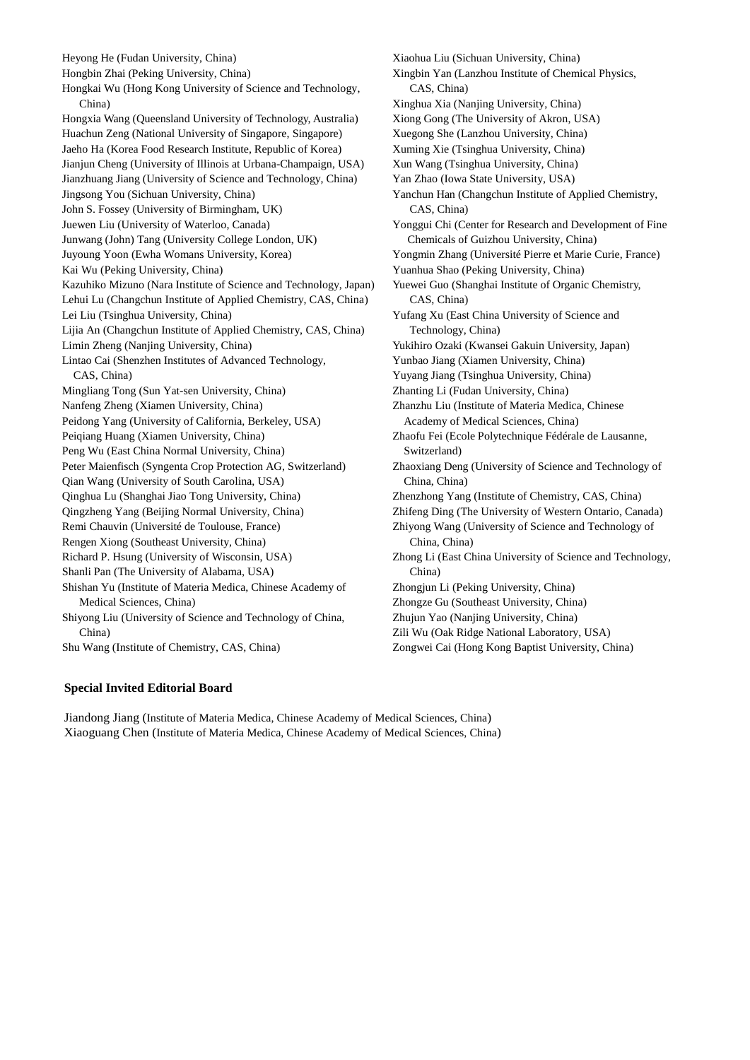Heyong He (Fudan University, China)
Hongbin Zhai (Peking University, China)
Hongkai Wu (Hong Kong University of Science and Technology, China)
Hongxia Wang (Queensland University of Technology, Australia)
Huachun Zeng (National University of Singapore, Singapore)
Jaeho Ha (Korea Food Research Institute, Republic of Korea)
Jianjun Cheng (University of Illinois at Urbana-Champaign, USA)
Jianzhuang Jiang (University of Science and Technology, China)
Jingsong You (Sichuan University, China)
John S. Fossey (University of Birmingham, UK)
Juewen Liu (University of Waterloo, Canada)
Junwang (John) Tang (University College London, UK)
Juyoung Yoon (Ewha Womans University, Korea)
Kai Wu (Peking University, China)
Kazuhiko Mizuno (Nara Institute of Science and Technology, Japan)
Lehui Lu (Changchun Institute of Applied Chemistry, CAS, China)
Lei Liu (Tsinghua University, China)
Lijia An (Changchun Institute of Applied Chemistry, CAS, China)
Limin Zheng (Nanjing University, China)
Lintao Cai (Shenzhen Institutes of Advanced Technology, CAS, China)
Mingliang Tong (Sun Yat-sen University, China)
Nanfeng Zheng (Xiamen University, China)
Peidong Yang (University of California, Berkeley, USA)
Peiqiang Huang (Xiamen University, China)
Peng Wu (East China Normal University, China)
Peter Maienfisch (Syngenta Crop Protection AG, Switzerland)
Qian Wang (University of South Carolina, USA)
Qinghua Lu (Shanghai Jiao Tong University, China)
Qingzheng Yang (Beijing Normal University, China)
Remi Chauvin (Université de Toulouse, France)
Rengen Xiong (Southeast University, China)
Richard P. Hsung (University of Wisconsin, USA)
Shanli Pan (The University of Alabama, USA)
Shishan Yu (Institute of Materia Medica, Chinese Academy of Medical Sciences, China)
Shiyong Liu (University of Science and Technology of China, China)
Shu Wang (Institute of Chemistry, CAS, China)
Xiaohua Liu (Sichuan University, China)
Xingbin Yan (Lanzhou Institute of Chemical Physics, CAS, China)
Xinghua Xia (Nanjing University, China)
Xiong Gong (The University of Akron, USA)
Xuegong She (Lanzhou University, China)
Xuming Xie (Tsinghua University, China)
Xun Wang (Tsinghua University, China)
Yan Zhao (Iowa State University, USA)
Yanchun Han (Changchun Institute of Applied Chemistry, CAS, China)
Yonggui Chi (Center for Research and Development of Fine Chemicals of Guizhou University, China)
Yongmin Zhang (Université Pierre et Marie Curie, France)
Yuanhua Shao (Peking University, China)
Yuewei Guo (Shanghai Institute of Organic Chemistry, CAS, China)
Yufang Xu (East China University of Science and Technology, China)
Yukihiro Ozaki (Kwansei Gakuin University, Japan)
Yunbao Jiang (Xiamen University, China)
Yuyang Jiang (Tsinghua University, China)
Zhanting Li (Fudan University, China)
Zhanzhu Liu (Institute of Materia Medica, Chinese Academy of Medical Sciences, China)
Zhaofu Fei (Ecole Polytechnique Fédérale de Lausanne, Switzerland)
Zhaoxiang Deng (University of Science and Technology of China, China)
Zhenzhong Yang (Institute of Chemistry, CAS, China)
Zhifeng Ding (The University of Western Ontario, Canada)
Zhiyong Wang (University of Science and Technology of China, China)
Zhong Li (East China University of Science and Technology, China)
Zhongjun Li (Peking University, China)
Zhongze Gu (Southeast University, China)
Zhujun Yao (Nanjing University, China)
Zili Wu (Oak Ridge National Laboratory, USA)
Zongwei Cai (Hong Kong Baptist University, China)

**Special Invited Editorial Board**

Jiandong Jiang (Institute of Materia Medica, Chinese Academy of Medical Sciences, China)
Xiaoguang Chen (Institute of Materia Medica, Chinese Academy of Medical Sciences, China)